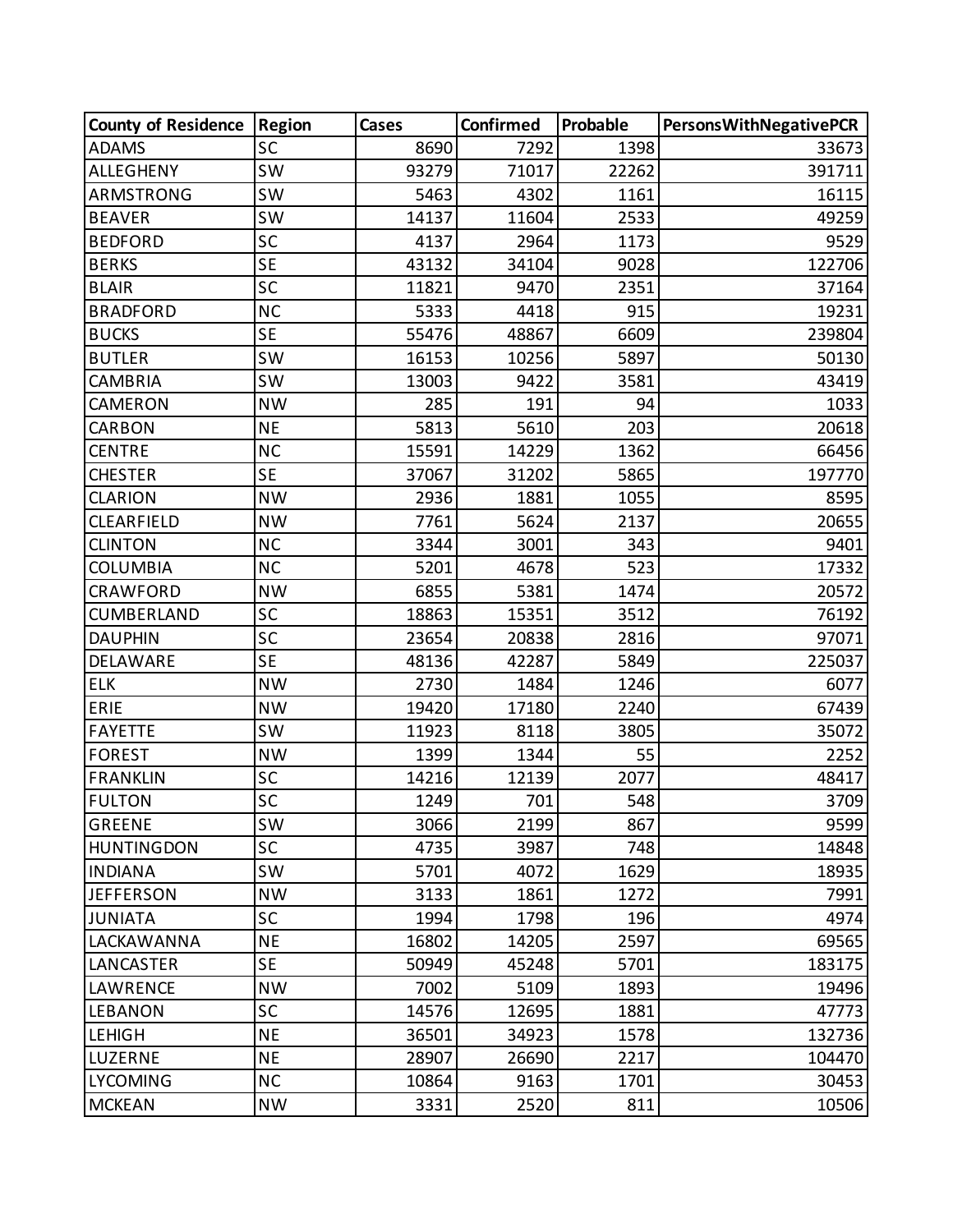| County of Residence | Region | Cases | Confirmed | Probable | PersonsWithNegativePCR |
|---|---|---|---|---|---|
| ADAMS | SC | 8690 | 7292 | 1398 | 33673 |
| ALLEGHENY | SW | 93279 | 71017 | 22262 | 391711 |
| ARMSTRONG | SW | 5463 | 4302 | 1161 | 16115 |
| BEAVER | SW | 14137 | 11604 | 2533 | 49259 |
| BEDFORD | SC | 4137 | 2964 | 1173 | 9529 |
| BERKS | SE | 43132 | 34104 | 9028 | 122706 |
| BLAIR | SC | 11821 | 9470 | 2351 | 37164 |
| BRADFORD | NC | 5333 | 4418 | 915 | 19231 |
| BUCKS | SE | 55476 | 48867 | 6609 | 239804 |
| BUTLER | SW | 16153 | 10256 | 5897 | 50130 |
| CAMBRIA | SW | 13003 | 9422 | 3581 | 43419 |
| CAMERON | NW | 285 | 191 | 94 | 1033 |
| CARBON | NE | 5813 | 5610 | 203 | 20618 |
| CENTRE | NC | 15591 | 14229 | 1362 | 66456 |
| CHESTER | SE | 37067 | 31202 | 5865 | 197770 |
| CLARION | NW | 2936 | 1881 | 1055 | 8595 |
| CLEARFIELD | NW | 7761 | 5624 | 2137 | 20655 |
| CLINTON | NC | 3344 | 3001 | 343 | 9401 |
| COLUMBIA | NC | 5201 | 4678 | 523 | 17332 |
| CRAWFORD | NW | 6855 | 5381 | 1474 | 20572 |
| CUMBERLAND | SC | 18863 | 15351 | 3512 | 76192 |
| DAUPHIN | SC | 23654 | 20838 | 2816 | 97071 |
| DELAWARE | SE | 48136 | 42287 | 5849 | 225037 |
| ELK | NW | 2730 | 1484 | 1246 | 6077 |
| ERIE | NW | 19420 | 17180 | 2240 | 67439 |
| FAYETTE | SW | 11923 | 8118 | 3805 | 35072 |
| FOREST | NW | 1399 | 1344 | 55 | 2252 |
| FRANKLIN | SC | 14216 | 12139 | 2077 | 48417 |
| FULTON | SC | 1249 | 701 | 548 | 3709 |
| GREENE | SW | 3066 | 2199 | 867 | 9599 |
| HUNTINGDON | SC | 4735 | 3987 | 748 | 14848 |
| INDIANA | SW | 5701 | 4072 | 1629 | 18935 |
| JEFFERSON | NW | 3133 | 1861 | 1272 | 7991 |
| JUNIATA | SC | 1994 | 1798 | 196 | 4974 |
| LACKAWANNA | NE | 16802 | 14205 | 2597 | 69565 |
| LANCASTER | SE | 50949 | 45248 | 5701 | 183175 |
| LAWRENCE | NW | 7002 | 5109 | 1893 | 19496 |
| LEBANON | SC | 14576 | 12695 | 1881 | 47773 |
| LEHIGH | NE | 36501 | 34923 | 1578 | 132736 |
| LUZERNE | NE | 28907 | 26690 | 2217 | 104470 |
| LYCOMING | NC | 10864 | 9163 | 1701 | 30453 |
| MCKEAN | NW | 3331 | 2520 | 811 | 10506 |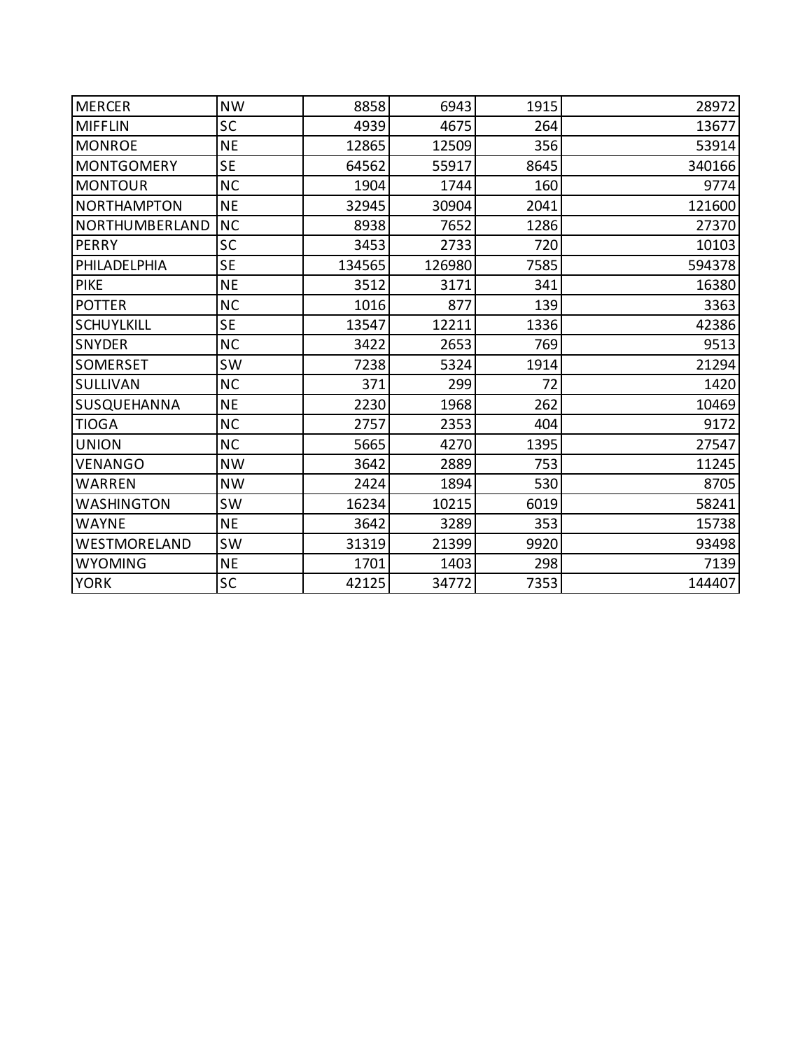| | | | | | |
|---|---|---|---|---|---|
| MERCER | NW | 8858 | 6943 | 1915 | 28972 |
| MIFFLIN | SC | 4939 | 4675 | 264 | 13677 |
| MONROE | NE | 12865 | 12509 | 356 | 53914 |
| MONTGOMERY | SE | 64562 | 55917 | 8645 | 340166 |
| MONTOUR | NC | 1904 | 1744 | 160 | 9774 |
| NORTHAMPTON | NE | 32945 | 30904 | 2041 | 121600 |
| NORTHUMBERLAND | NC | 8938 | 7652 | 1286 | 27370 |
| PERRY | SC | 3453 | 2733 | 720 | 10103 |
| PHILADELPHIA | SE | 134565 | 126980 | 7585 | 594378 |
| PIKE | NE | 3512 | 3171 | 341 | 16380 |
| POTTER | NC | 1016 | 877 | 139 | 3363 |
| SCHUYLKILL | SE | 13547 | 12211 | 1336 | 42386 |
| SNYDER | NC | 3422 | 2653 | 769 | 9513 |
| SOMERSET | SW | 7238 | 5324 | 1914 | 21294 |
| SULLIVAN | NC | 371 | 299 | 72 | 1420 |
| SUSQUEHANNA | NE | 2230 | 1968 | 262 | 10469 |
| TIOGA | NC | 2757 | 2353 | 404 | 9172 |
| UNION | NC | 5665 | 4270 | 1395 | 27547 |
| VENANGO | NW | 3642 | 2889 | 753 | 11245 |
| WARREN | NW | 2424 | 1894 | 530 | 8705 |
| WASHINGTON | SW | 16234 | 10215 | 6019 | 58241 |
| WAYNE | NE | 3642 | 3289 | 353 | 15738 |
| WESTMORELAND | SW | 31319 | 21399 | 9920 | 93498 |
| WYOMING | NE | 1701 | 1403 | 298 | 7139 |
| YORK | SC | 42125 | 34772 | 7353 | 144407 |